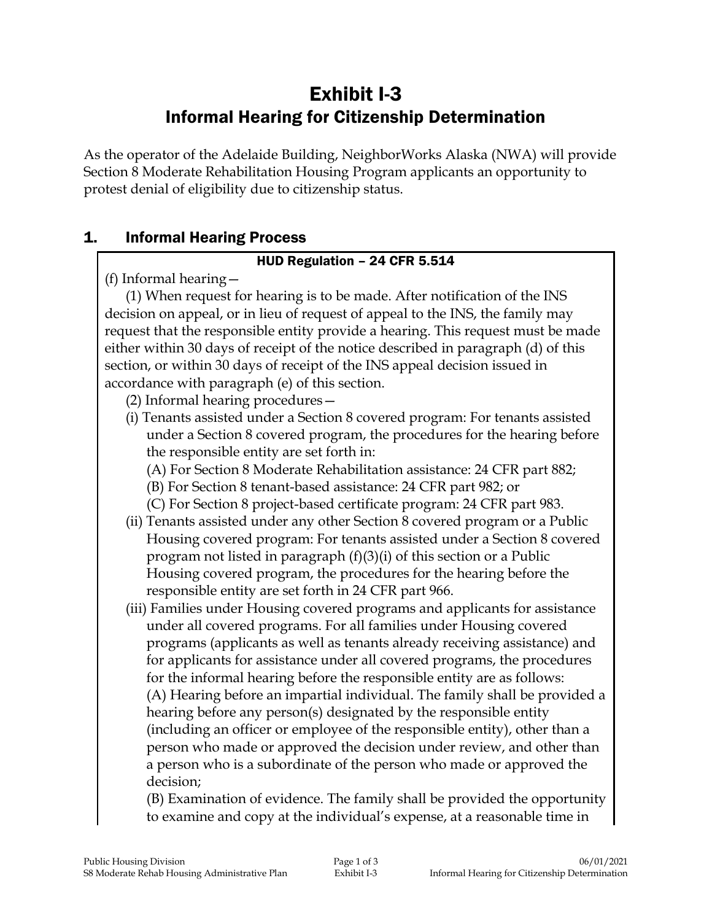# Exhibit I-3
## Informal Hearing for Citizenship Determination

As the operator of the Adelaide Building, NeighborWorks Alaska (NWA) will provide Section 8 Moderate Rehabilitation Housing Program applicants an opportunity to protest denial of eligibility due to citizenship status.

## 1. Informal Hearing Process

**HUD Regulation – 24 CFR 5.514**

(f) Informal hearing—

(1) When request for hearing is to be made. After notification of the INS decision on appeal, or in lieu of request of appeal to the INS, the family may request that the responsible entity provide a hearing. This request must be made either within 30 days of receipt of the notice described in paragraph (d) of this section, or within 30 days of receipt of the INS appeal decision issued in accordance with paragraph (e) of this section.

(2) Informal hearing procedures—

(i) Tenants assisted under a Section 8 covered program: For tenants assisted under a Section 8 covered program, the procedures for the hearing before the responsible entity are set forth in:

(A) For Section 8 Moderate Rehabilitation assistance: 24 CFR part 882;

(B) For Section 8 tenant-based assistance: 24 CFR part 982; or

(C) For Section 8 project-based certificate program: 24 CFR part 983.

(ii) Tenants assisted under any other Section 8 covered program or a Public Housing covered program: For tenants assisted under a Section 8 covered program not listed in paragraph (f)(3)(i) of this section or a Public Housing covered program, the procedures for the hearing before the responsible entity are set forth in 24 CFR part 966.

(iii) Families under Housing covered programs and applicants for assistance under all covered programs. For all families under Housing covered programs (applicants as well as tenants already receiving assistance) and for applicants for assistance under all covered programs, the procedures for the informal hearing before the responsible entity are as follows:

(A) Hearing before an impartial individual. The family shall be provided a hearing before any person(s) designated by the responsible entity (including an officer or employee of the responsible entity), other than a person who made or approved the decision under review, and other than a person who is a subordinate of the person who made or approved the decision;

(B) Examination of evidence. The family shall be provided the opportunity to examine and copy at the individual's expense, at a reasonable time in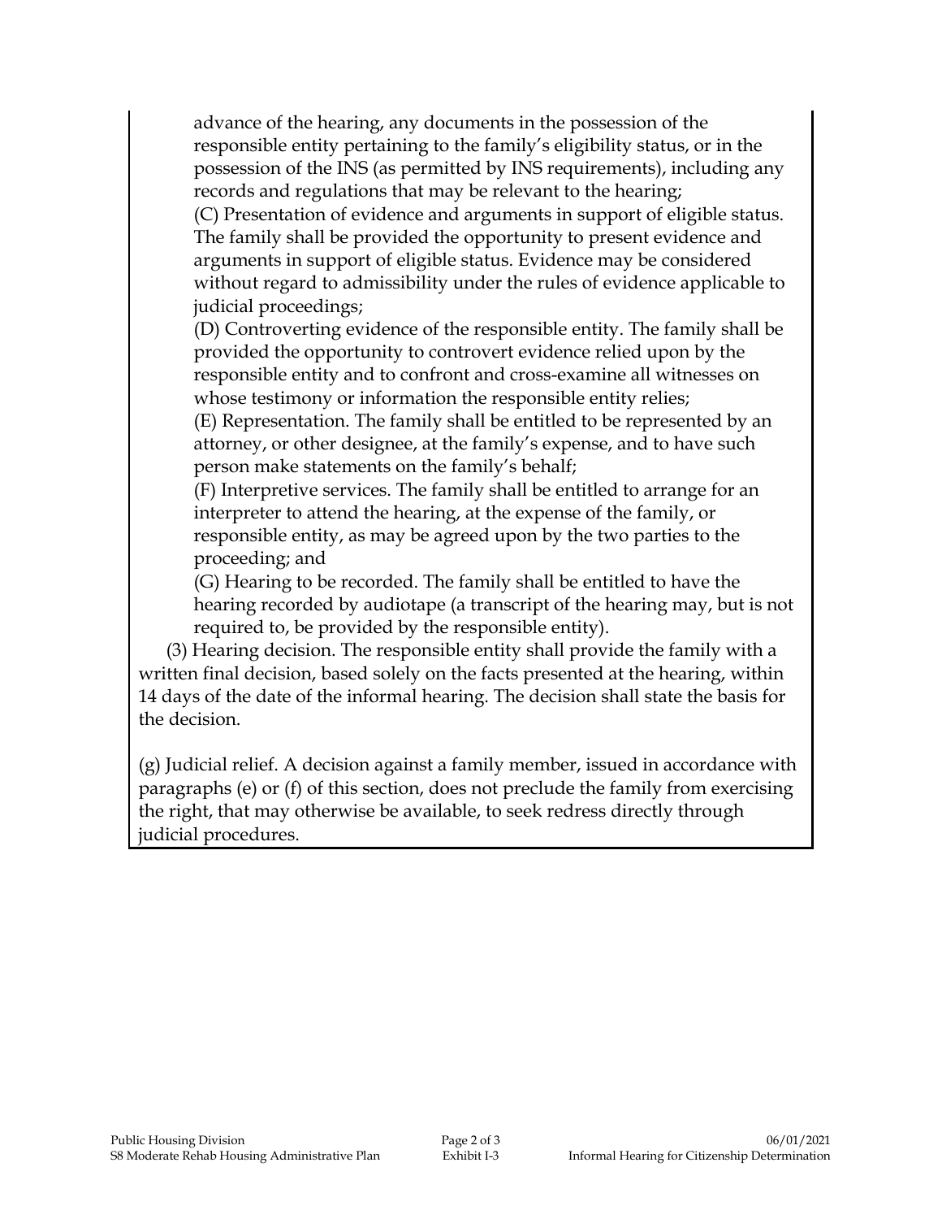advance of the hearing, any documents in the possession of the responsible entity pertaining to the family's eligibility status, or in the possession of the INS (as permitted by INS requirements), including any records and regulations that may be relevant to the hearing;

(C) Presentation of evidence and arguments in support of eligible status. The family shall be provided the opportunity to present evidence and arguments in support of eligible status. Evidence may be considered without regard to admissibility under the rules of evidence applicable to judicial proceedings;

(D) Controverting evidence of the responsible entity. The family shall be provided the opportunity to controvert evidence relied upon by the responsible entity and to confront and cross-examine all witnesses on whose testimony or information the responsible entity relies;

(E) Representation. The family shall be entitled to be represented by an attorney, or other designee, at the family's expense, and to have such person make statements on the family's behalf;

(F) Interpretive services. The family shall be entitled to arrange for an interpreter to attend the hearing, at the expense of the family, or responsible entity, as may be agreed upon by the two parties to the proceeding; and

(G) Hearing to be recorded. The family shall be entitled to have the hearing recorded by audiotape (a transcript of the hearing may, but is not required to, be provided by the responsible entity).

(3) Hearing decision. The responsible entity shall provide the family with a written final decision, based solely on the facts presented at the hearing, within 14 days of the date of the informal hearing. The decision shall state the basis for the decision.

(g) Judicial relief. A decision against a family member, issued in accordance with paragraphs (e) or (f) of this section, does not preclude the family from exercising the right, that may otherwise be available, to seek redress directly through judicial procedures.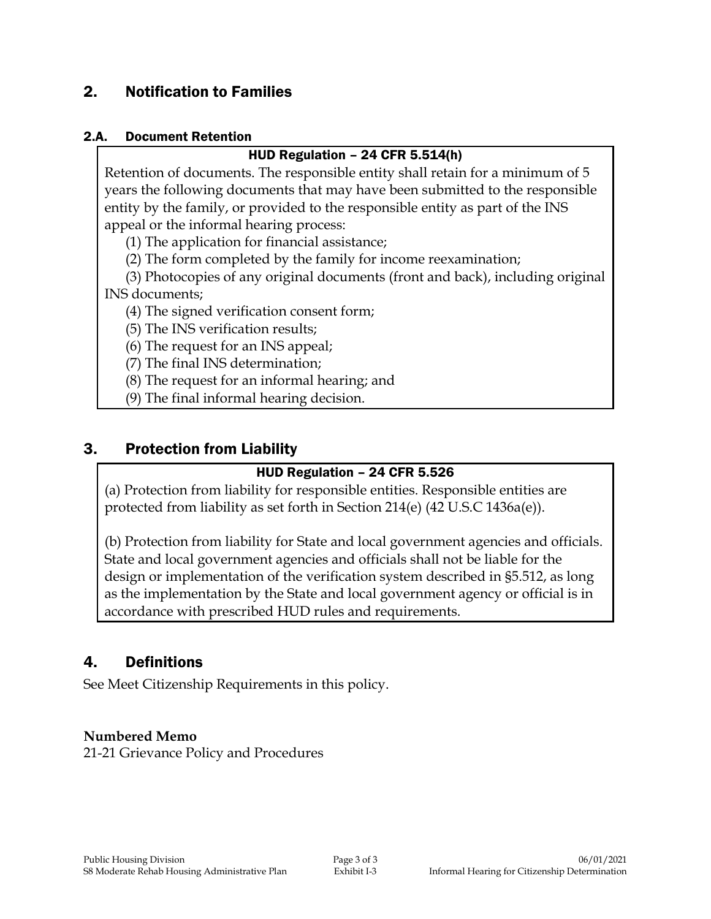## 2. Notification to Families

### 2.A. Document Retention

**HUD Regulation – 24 CFR 5.514(h)**

Retention of documents. The responsible entity shall retain for a minimum of 5 years the following documents that may have been submitted to the responsible entity by the family, or provided to the responsible entity as part of the INS appeal or the informal hearing process:

(1) The application for financial assistance;

(2) The form completed by the family for income reexamination;

(3) Photocopies of any original documents (front and back), including original INS documents;

(4) The signed verification consent form;

(5) The INS verification results;

(6) The request for an INS appeal;

(7) The final INS determination;

(8) The request for an informal hearing; and

(9) The final informal hearing decision.

## 3. Protection from Liability

**HUD Regulation – 24 CFR 5.526**

(a) Protection from liability for responsible entities. Responsible entities are protected from liability as set forth in Section 214(e) (42 U.S.C 1436a(e)).

(b) Protection from liability for State and local government agencies and officials. State and local government agencies and officials shall not be liable for the design or implementation of the verification system described in §5.512, as long as the implementation by the State and local government agency or official is in accordance with prescribed HUD rules and requirements.

## 4. Definitions

See Meet Citizenship Requirements in this policy.

**Numbered Memo**

21-21 Grievance Policy and Procedures